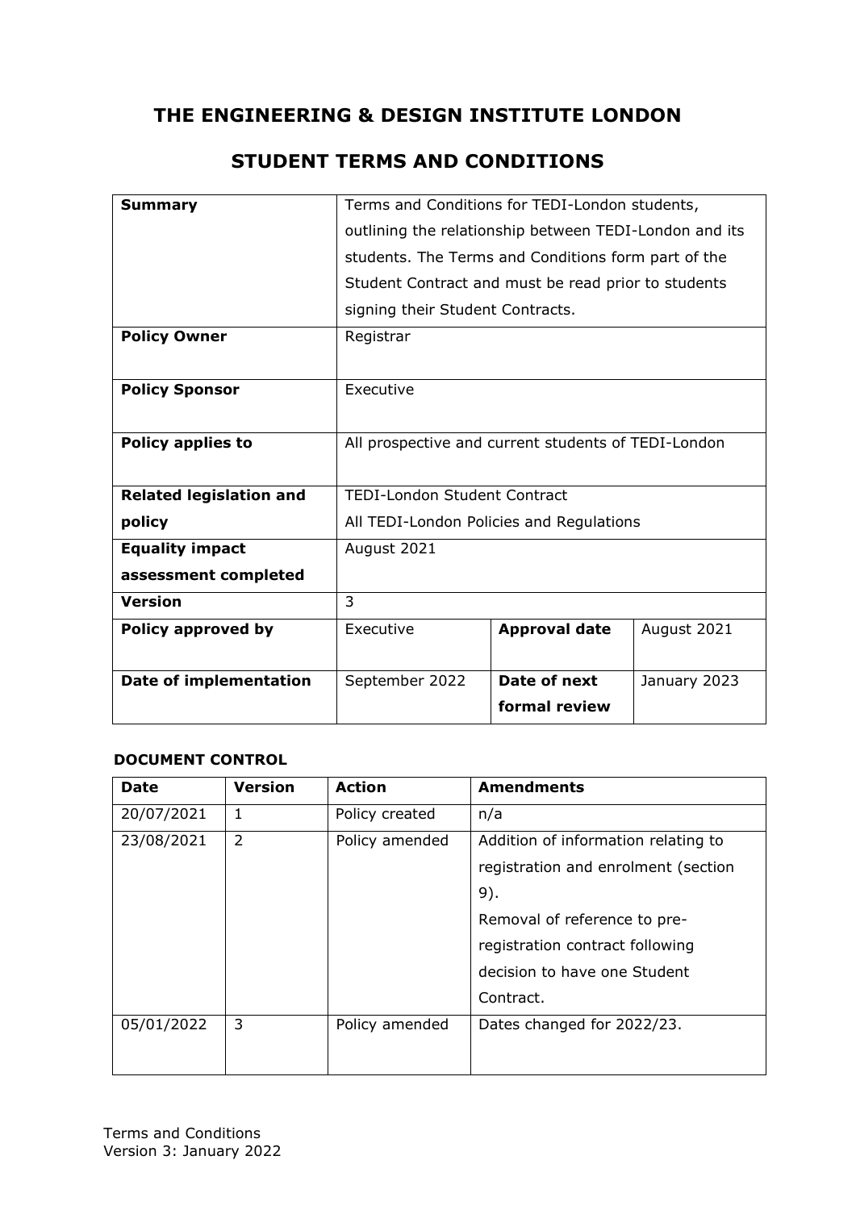# THE ENGINEERING & DESIGN INSTITUTE LONDON

## STUDENT TERMS AND CONDITIONS

| **Summary** | Terms and Conditions for TEDI-London students, outlining the relationship between TEDI-London and its students. The Terms and Conditions form part of the Student Contract and must be read prior to students signing their Student Contracts. | | |
|---|---|---|---|
| **Policy Owner** | Registrar | | |
| **Policy Sponsor** | Executive | | |
| **Policy applies to** | All prospective and current students of TEDI-London | | |
| **Related legislation and policy** | TEDI-London Student Contract<br>All TEDI-London Policies and Regulations | | |
| **Equality impact assessment completed** | August 2021 | | |
| **Version** | 3 | | |
| **Policy approved by** | Executive | **Approval date** | August 2021 |
| **Date of implementation** | September 2022 | **Date of next formal review** | January 2023 |

**DOCUMENT CONTROL**

| **Date** | **Version** | **Action** | **Amendments** |
|---|---|---|---|
| 20/07/2021 | 1 | Policy created | n/a |
| 23/08/2021 | 2 | Policy amended | Addition of information relating to registration and enrolment (section 9).<br>Removal of reference to pre-registration contract following decision to have one Student Contract. |
| 05/01/2022 | 3 | Policy amended | Dates changed for 2022/23. |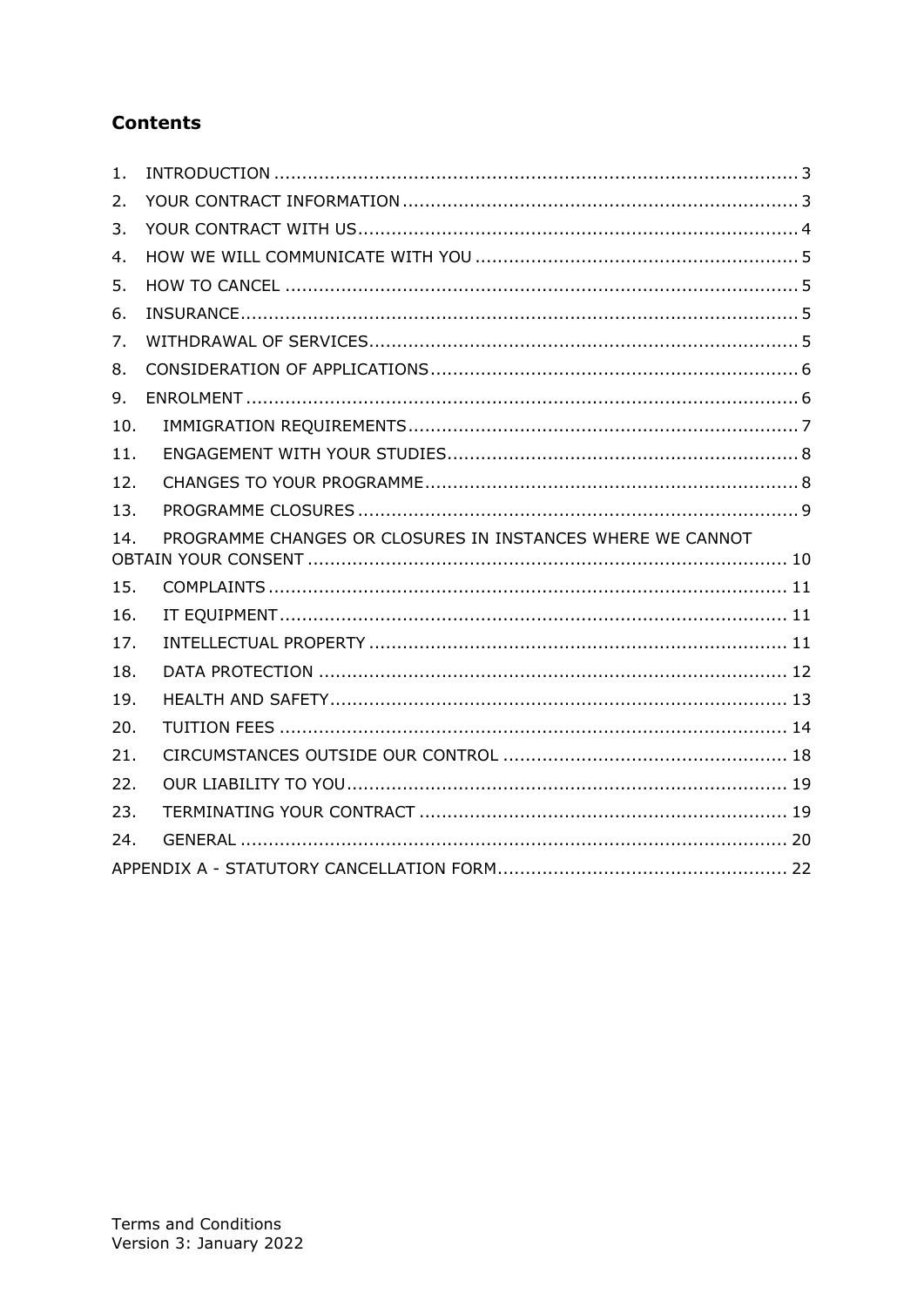## Contents

1. INTRODUCTION ........................................................................................... 3
2. YOUR CONTRACT INFORMATION ..................................................................... 3
3. YOUR CONTRACT WITH US ............................................................................. 4
4. HOW WE WILL COMMUNICATE WITH YOU ........................................................ 5
5. HOW TO CANCEL .......................................................................................... 5
6. INSURANCE .................................................................................................. 5
7. WITHDRAWAL OF SERVICES ........................................................................... 5
8. CONSIDERATION OF APPLICATIONS ................................................................ 6
9. ENROLMENT ................................................................................................. 6
10. IMMIGRATION REQUIREMENTS ..................................................................... 7
11. ENGAGEMENT WITH YOUR STUDIES .............................................................. 8
12. CHANGES TO YOUR PROGRAMME .................................................................. 8
13. PROGRAMME CLOSURES .............................................................................. 9
14. PROGRAMME CHANGES OR CLOSURES IN INSTANCES WHERE WE CANNOT OBTAIN YOUR CONSENT ..................................................................................... 10
15. COMPLAINTS ............................................................................................ 11
16. IT EQUIPMENT .......................................................................................... 11
17. INTELLECTUAL PROPERTY .......................................................................... 11
18. DATA PROTECTION ................................................................................... 12
19. HEALTH AND SAFETY ................................................................................. 13
20. TUITION FEES .......................................................................................... 14
21. CIRCUMSTANCES OUTSIDE OUR CONTROL .................................................. 18
22. OUR LIABILITY TO YOU .............................................................................. 19
23. TERMINATING YOUR CONTRACT ................................................................. 19
24. GENERAL ................................................................................................. 20

APPENDIX A - STATUTORY CANCELLATION FORM .................................................. 22

Terms and Conditions
Version 3: January 2022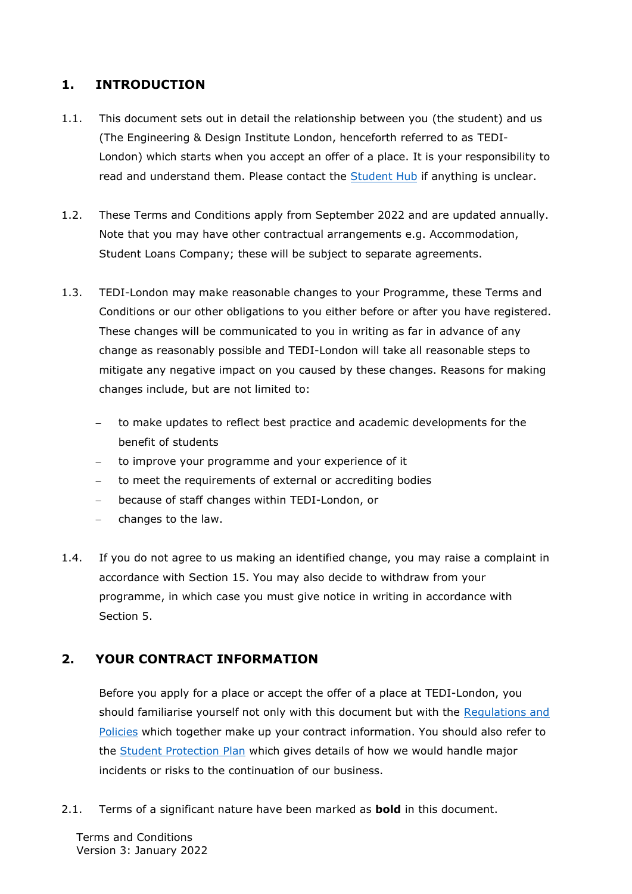## 1. INTRODUCTION

1.1. This document sets out in detail the relationship between you (the student) and us (The Engineering & Design Institute London, henceforth referred to as TEDI-London) which starts when you accept an offer of a place. It is your responsibility to read and understand them. Please contact the Student Hub if anything is unclear.

1.2. These Terms and Conditions apply from September 2022 and are updated annually. Note that you may have other contractual arrangements e.g. Accommodation, Student Loans Company; these will be subject to separate agreements.

1.3. TEDI-London may make reasonable changes to your Programme, these Terms and Conditions or our other obligations to you either before or after you have registered. These changes will be communicated to you in writing as far in advance of any change as reasonably possible and TEDI-London will take all reasonable steps to mitigate any negative impact on you caused by these changes. Reasons for making changes include, but are not limited to:

- to make updates to reflect best practice and academic developments for the benefit of students
- to improve your programme and your experience of it
- to meet the requirements of external or accrediting bodies
- because of staff changes within TEDI-London, or
- changes to the law.

1.4. If you do not agree to us making an identified change, you may raise a complaint in accordance with Section 15. You may also decide to withdraw from your programme, in which case you must give notice in writing in accordance with Section 5.

## 2. YOUR CONTRACT INFORMATION

Before you apply for a place or accept the offer of a place at TEDI-London, you should familiarise yourself not only with this document but with the Regulations and Policies which together make up your contract information. You should also refer to the Student Protection Plan which gives details of how we would handle major incidents or risks to the continuation of our business.

2.1. Terms of a significant nature have been marked as **bold** in this document.

Terms and Conditions
Version 3: January 2022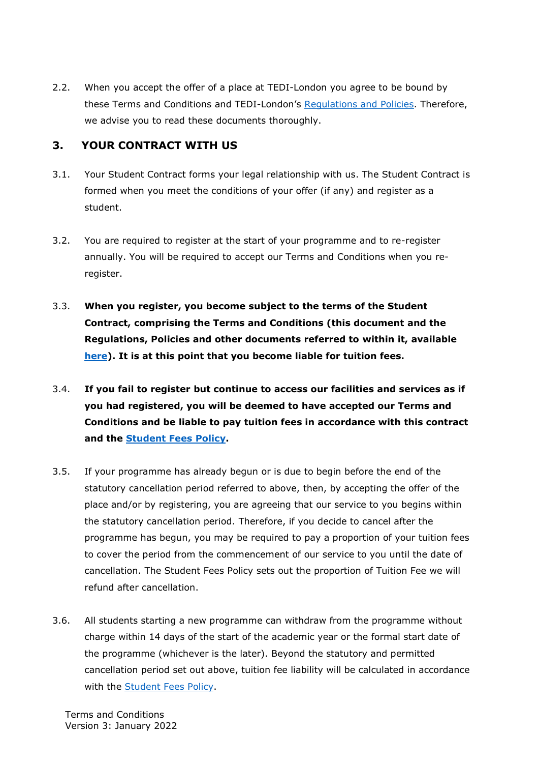2.2. When you accept the offer of a place at TEDI-London you agree to be bound by these Terms and Conditions and TEDI-London's Regulations and Policies. Therefore, we advise you to read these documents thoroughly.

## 3. YOUR CONTRACT WITH US

3.1. Your Student Contract forms your legal relationship with us. The Student Contract is formed when you meet the conditions of your offer (if any) and register as a student.

3.2. You are required to register at the start of your programme and to re-register annually. You will be required to accept our Terms and Conditions when you re-register.

3.3. **When you register, you become subject to the terms of the Student Contract, comprising the Terms and Conditions (this document and the Regulations, Policies and other documents referred to within it, available here). It is at this point that you become liable for tuition fees.**

3.4. **If you fail to register but continue to access our facilities and services as if you had registered, you will be deemed to have accepted our Terms and Conditions and be liable to pay tuition fees in accordance with this contract and the Student Fees Policy.**

3.5. If your programme has already begun or is due to begin before the end of the statutory cancellation period referred to above, then, by accepting the offer of the place and/or by registering, you are agreeing that our service to you begins within the statutory cancellation period. Therefore, if you decide to cancel after the programme has begun, you may be required to pay a proportion of your tuition fees to cover the period from the commencement of our service to you until the date of cancellation. The Student Fees Policy sets out the proportion of Tuition Fee we will refund after cancellation.

3.6. All students starting a new programme can withdraw from the programme without charge within 14 days of the start of the academic year or the formal start date of the programme (whichever is the later). Beyond the statutory and permitted cancellation period set out above, tuition fee liability will be calculated in accordance with the Student Fees Policy.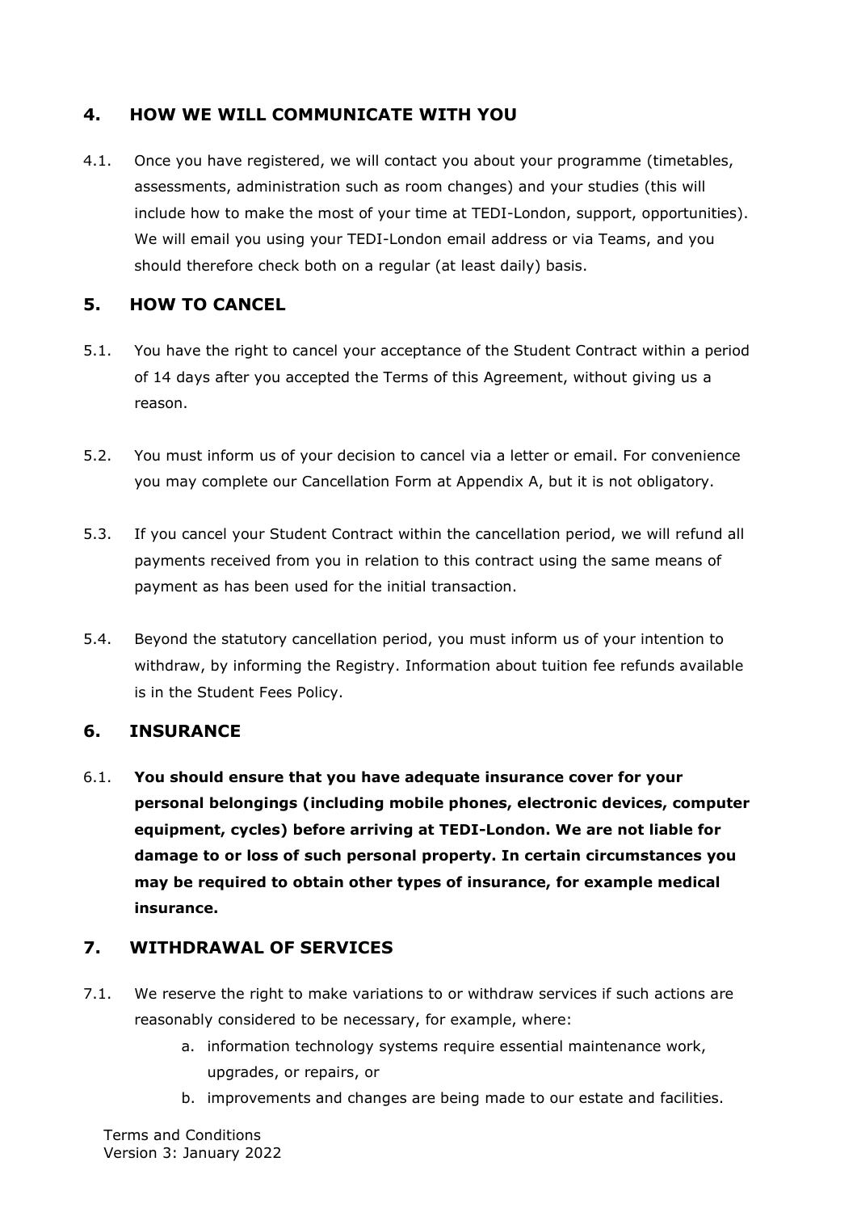## 4. HOW WE WILL COMMUNICATE WITH YOU

4.1. Once you have registered, we will contact you about your programme (timetables, assessments, administration such as room changes) and your studies (this will include how to make the most of your time at TEDI-London, support, opportunities). We will email you using your TEDI-London email address or via Teams, and you should therefore check both on a regular (at least daily) basis.

## 5. HOW TO CANCEL

5.1. You have the right to cancel your acceptance of the Student Contract within a period of 14 days after you accepted the Terms of this Agreement, without giving us a reason.

5.2. You must inform us of your decision to cancel via a letter or email. For convenience you may complete our Cancellation Form at Appendix A, but it is not obligatory.

5.3. If you cancel your Student Contract within the cancellation period, we will refund all payments received from you in relation to this contract using the same means of payment as has been used for the initial transaction.

5.4. Beyond the statutory cancellation period, you must inform us of your intention to withdraw, by informing the Registry. Information about tuition fee refunds available is in the Student Fees Policy.

## 6. INSURANCE

6.1. **You should ensure that you have adequate insurance cover for your personal belongings (including mobile phones, electronic devices, computer equipment, cycles) before arriving at TEDI-London. We are not liable for damage to or loss of such personal property. In certain circumstances you may be required to obtain other types of insurance, for example medical insurance.**

## 7. WITHDRAWAL OF SERVICES

7.1. We reserve the right to make variations to or withdraw services if such actions are reasonably considered to be necessary, for example, where:

a. information technology systems require essential maintenance work, upgrades, or repairs, or

b. improvements and changes are being made to our estate and facilities.

Terms and Conditions
Version 3: January 2022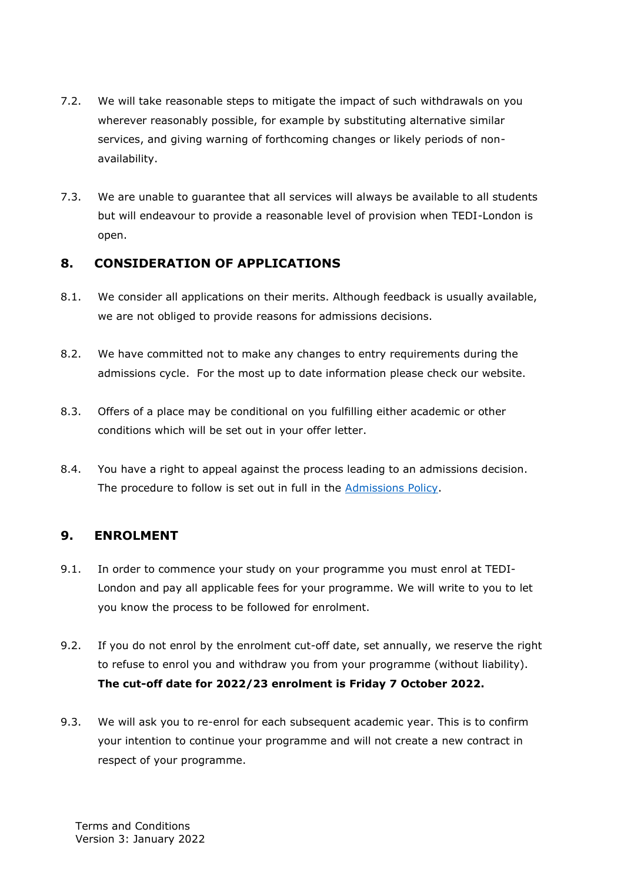7.2. We will take reasonable steps to mitigate the impact of such withdrawals on you wherever reasonably possible, for example by substituting alternative similar services, and giving warning of forthcoming changes or likely periods of non-availability.

7.3. We are unable to guarantee that all services will always be available to all students but will endeavour to provide a reasonable level of provision when TEDI-London is open.

## 8. CONSIDERATION OF APPLICATIONS

8.1. We consider all applications on their merits. Although feedback is usually available, we are not obliged to provide reasons for admissions decisions.

8.2. We have committed not to make any changes to entry requirements during the admissions cycle. For the most up to date information please check our website.

8.3. Offers of a place may be conditional on you fulfilling either academic or other conditions which will be set out in your offer letter.

8.4. You have a right to appeal against the process leading to an admissions decision. The procedure to follow is set out in full in the Admissions Policy.

## 9. ENROLMENT

9.1. In order to commence your study on your programme you must enrol at TEDI-London and pay all applicable fees for your programme. We will write to you to let you know the process to be followed for enrolment.

9.2. If you do not enrol by the enrolment cut-off date, set annually, we reserve the right to refuse to enrol you and withdraw you from your programme (without liability). **The cut-off date for 2022/23 enrolment is Friday 7 October 2022.**

9.3. We will ask you to re-enrol for each subsequent academic year. This is to confirm your intention to continue your programme and will not create a new contract in respect of your programme.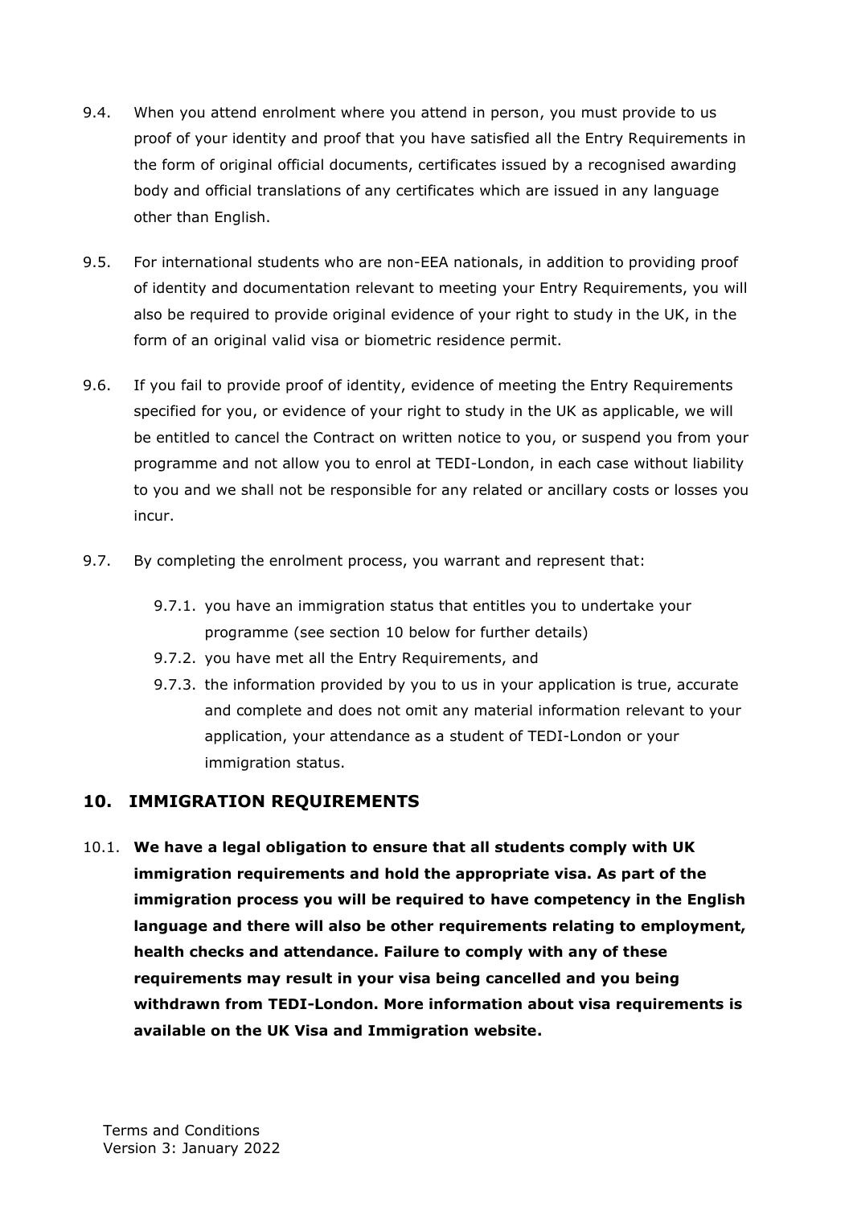9.4. When you attend enrolment where you attend in person, you must provide to us proof of your identity and proof that you have satisfied all the Entry Requirements in the form of original official documents, certificates issued by a recognised awarding body and official translations of any certificates which are issued in any language other than English.

9.5. For international students who are non-EEA nationals, in addition to providing proof of identity and documentation relevant to meeting your Entry Requirements, you will also be required to provide original evidence of your right to study in the UK, in the form of an original valid visa or biometric residence permit.

9.6. If you fail to provide proof of identity, evidence of meeting the Entry Requirements specified for you, or evidence of your right to study in the UK as applicable, we will be entitled to cancel the Contract on written notice to you, or suspend you from your programme and not allow you to enrol at TEDI-London, in each case without liability to you and we shall not be responsible for any related or ancillary costs or losses you incur.

9.7. By completing the enrolment process, you warrant and represent that:

- 9.7.1. you have an immigration status that entitles you to undertake your programme (see section 10 below for further details)
- 9.7.2. you have met all the Entry Requirements, and
- 9.7.3. the information provided by you to us in your application is true, accurate and complete and does not omit any material information relevant to your application, your attendance as a student of TEDI-London or your immigration status.

## 10. IMMIGRATION REQUIREMENTS

10.1. **We have a legal obligation to ensure that all students comply with UK immigration requirements and hold the appropriate visa. As part of the immigration process you will be required to have competency in the English language and there will also be other requirements relating to employment, health checks and attendance. Failure to comply with any of these requirements may result in your visa being cancelled and you being withdrawn from TEDI-London. More information about visa requirements is available on the UK Visa and Immigration website.**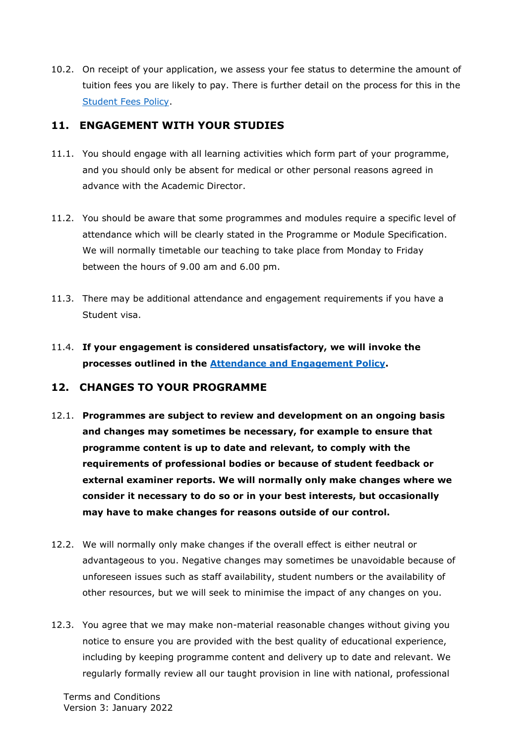10.2. On receipt of your application, we assess your fee status to determine the amount of tuition fees you are likely to pay. There is further detail on the process for this in the Student Fees Policy.

## 11. ENGAGEMENT WITH YOUR STUDIES

11.1. You should engage with all learning activities which form part of your programme, and you should only be absent for medical or other personal reasons agreed in advance with the Academic Director.

11.2. You should be aware that some programmes and modules require a specific level of attendance which will be clearly stated in the Programme or Module Specification. We will normally timetable our teaching to take place from Monday to Friday between the hours of 9.00 am and 6.00 pm.

11.3. There may be additional attendance and engagement requirements if you have a Student visa.

11.4. **If your engagement is considered unsatisfactory, we will invoke the processes outlined in the Attendance and Engagement Policy.**

## 12. CHANGES TO YOUR PROGRAMME

12.1. **Programmes are subject to review and development on an ongoing basis and changes may sometimes be necessary, for example to ensure that programme content is up to date and relevant, to comply with the requirements of professional bodies or because of student feedback or external examiner reports. We will normally only make changes where we consider it necessary to do so or in your best interests, but occasionally may have to make changes for reasons outside of our control.**

12.2. We will normally only make changes if the overall effect is either neutral or advantageous to you. Negative changes may sometimes be unavoidable because of unforeseen issues such as staff availability, student numbers or the availability of other resources, but we will seek to minimise the impact of any changes on you.

12.3. You agree that we may make non-material reasonable changes without giving you notice to ensure you are provided with the best quality of educational experience, including by keeping programme content and delivery up to date and relevant. We regularly formally review all our taught provision in line with national, professional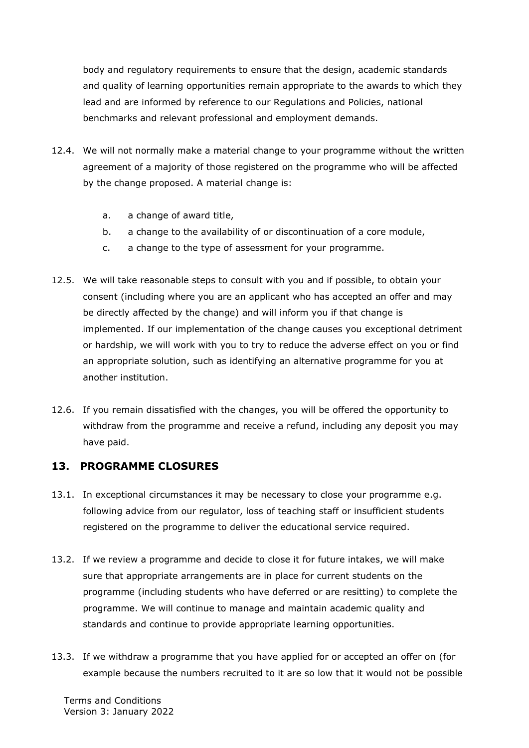body and regulatory requirements to ensure that the design, academic standards and quality of learning opportunities remain appropriate to the awards to which they lead and are informed by reference to our Regulations and Policies, national benchmarks and relevant professional and employment demands.

12.4. We will not normally make a material change to your programme without the written agreement of a majority of those registered on the programme who will be affected by the change proposed. A material change is:

   a. a change of award title,
   b. a change to the availability of or discontinuation of a core module,
   c. a change to the type of assessment for your programme.

12.5. We will take reasonable steps to consult with you and if possible, to obtain your consent (including where you are an applicant who has accepted an offer and may be directly affected by the change) and will inform you if that change is implemented. If our implementation of the change causes you exceptional detriment or hardship, we will work with you to try to reduce the adverse effect on you or find an appropriate solution, such as identifying an alternative programme for you at another institution.

12.6. If you remain dissatisfied with the changes, you will be offered the opportunity to withdraw from the programme and receive a refund, including any deposit you may have paid.

## 13. PROGRAMME CLOSURES

13.1. In exceptional circumstances it may be necessary to close your programme e.g. following advice from our regulator, loss of teaching staff or insufficient students registered on the programme to deliver the educational service required.

13.2. If we review a programme and decide to close it for future intakes, we will make sure that appropriate arrangements are in place for current students on the programme (including students who have deferred or are resitting) to complete the programme. We will continue to manage and maintain academic quality and standards and continue to provide appropriate learning opportunities.

13.3. If we withdraw a programme that you have applied for or accepted an offer on (for example because the numbers recruited to it are so low that it would not be possible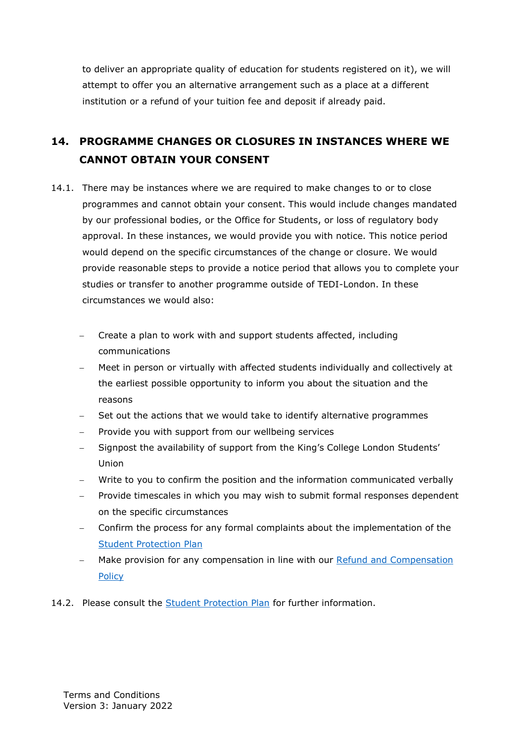to deliver an appropriate quality of education for students registered on it), we will attempt to offer you an alternative arrangement such as a place at a different institution or a refund of your tuition fee and deposit if already paid.

## 14. PROGRAMME CHANGES OR CLOSURES IN INSTANCES WHERE WE CANNOT OBTAIN YOUR CONSENT

14.1. There may be instances where we are required to make changes to or to close programmes and cannot obtain your consent. This would include changes mandated by our professional bodies, or the Office for Students, or loss of regulatory body approval. In these instances, we would provide you with notice. This notice period would depend on the specific circumstances of the change or closure. We would provide reasonable steps to provide a notice period that allows you to complete your studies or transfer to another programme outside of TEDI-London. In these circumstances we would also:

- Create a plan to work with and support students affected, including communications
- Meet in person or virtually with affected students individually and collectively at the earliest possible opportunity to inform you about the situation and the reasons
- Set out the actions that we would take to identify alternative programmes
- Provide you with support from our wellbeing services
- Signpost the availability of support from the King's College London Students' Union
- Write to you to confirm the position and the information communicated verbally
- Provide timescales in which you may wish to submit formal responses dependent on the specific circumstances
- Confirm the process for any formal complaints about the implementation of the Student Protection Plan
- Make provision for any compensation in line with our Refund and Compensation Policy

14.2. Please consult the Student Protection Plan for further information.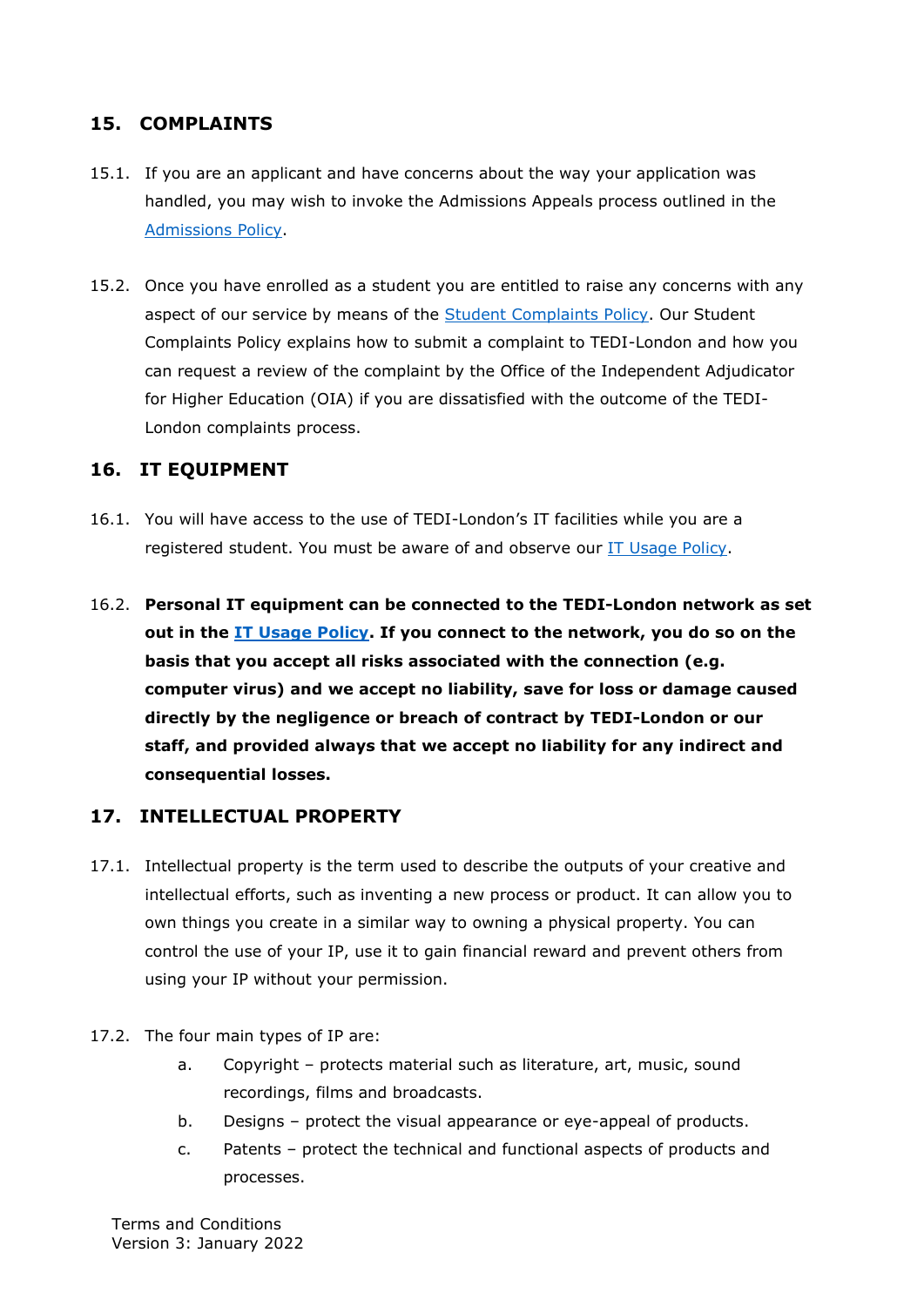## 15. COMPLAINTS

15.1. If you are an applicant and have concerns about the way your application was handled, you may wish to invoke the Admissions Appeals process outlined in the Admissions Policy.

15.2. Once you have enrolled as a student you are entitled to raise any concerns with any aspect of our service by means of the Student Complaints Policy. Our Student Complaints Policy explains how to submit a complaint to TEDI-London and how you can request a review of the complaint by the Office of the Independent Adjudicator for Higher Education (OIA) if you are dissatisfied with the outcome of the TEDI-London complaints process.

## 16. IT EQUIPMENT

16.1. You will have access to the use of TEDI-London's IT facilities while you are a registered student. You must be aware of and observe our IT Usage Policy.

16.2. **Personal IT equipment can be connected to the TEDI-London network as set out in the IT Usage Policy. If you connect to the network, you do so on the basis that you accept all risks associated with the connection (e.g. computer virus) and we accept no liability, save for loss or damage caused directly by the negligence or breach of contract by TEDI-London or our staff, and provided always that we accept no liability for any indirect and consequential losses.**

## 17. INTELLECTUAL PROPERTY

17.1. Intellectual property is the term used to describe the outputs of your creative and intellectual efforts, such as inventing a new process or product. It can allow you to own things you create in a similar way to owning a physical property. You can control the use of your IP, use it to gain financial reward and prevent others from using your IP without your permission.

17.2. The four main types of IP are:

a. Copyright – protects material such as literature, art, music, sound recordings, films and broadcasts.

b. Designs – protect the visual appearance or eye-appeal of products.

c. Patents – protect the technical and functional aspects of products and processes.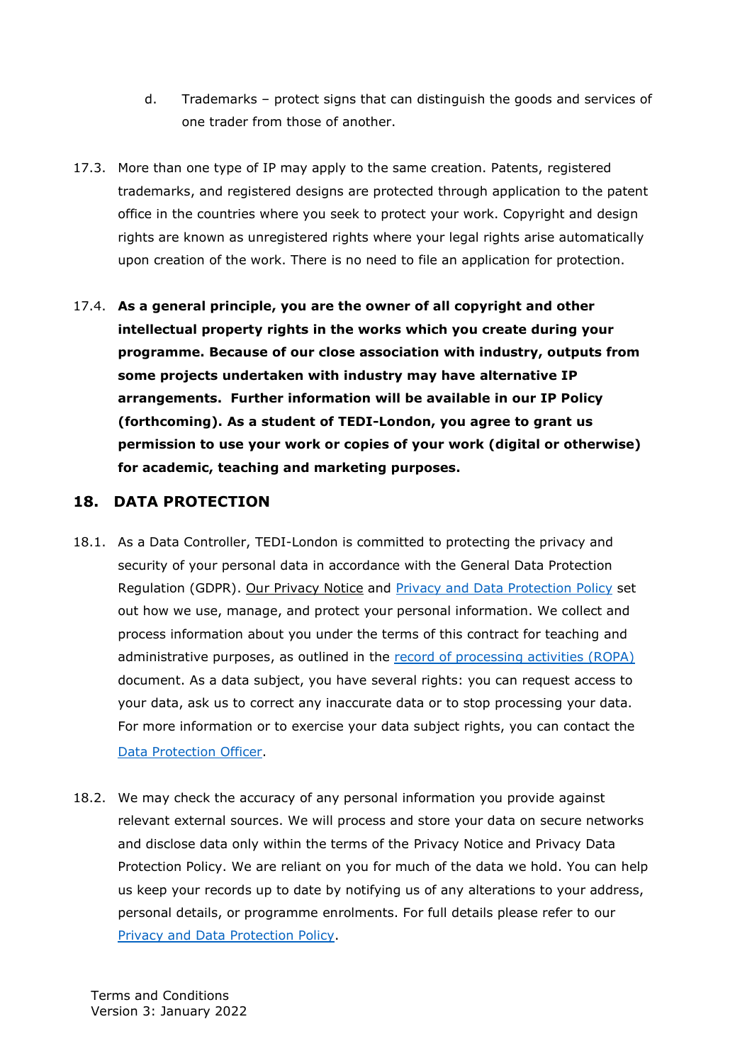d. Trademarks – protect signs that can distinguish the goods and services of one trader from those of another.

17.3. More than one type of IP may apply to the same creation. Patents, registered trademarks, and registered designs are protected through application to the patent office in the countries where you seek to protect your work. Copyright and design rights are known as unregistered rights where your legal rights arise automatically upon creation of the work. There is no need to file an application for protection.

17.4. **As a general principle, you are the owner of all copyright and other intellectual property rights in the works which you create during your programme. Because of our close association with industry, outputs from some projects undertaken with industry may have alternative IP arrangements. Further information will be available in our IP Policy (forthcoming). As a student of TEDI-London, you agree to grant us permission to use your work or copies of your work (digital or otherwise) for academic, teaching and marketing purposes.**

## 18. DATA PROTECTION

18.1. As a Data Controller, TEDI-London is committed to protecting the privacy and security of your personal data in accordance with the General Data Protection Regulation (GDPR). Our Privacy Notice and Privacy and Data Protection Policy set out how we use, manage, and protect your personal information. We collect and process information about you under the terms of this contract for teaching and administrative purposes, as outlined in the record of processing activities (ROPA) document. As a data subject, you have several rights: you can request access to your data, ask us to correct any inaccurate data or to stop processing your data. For more information or to exercise your data subject rights, you can contact the Data Protection Officer.

18.2. We may check the accuracy of any personal information you provide against relevant external sources. We will process and store your data on secure networks and disclose data only within the terms of the Privacy Notice and Privacy Data Protection Policy. We are reliant on you for much of the data we hold. You can help us keep your records up to date by notifying us of any alterations to your address, personal details, or programme enrolments. For full details please refer to our Privacy and Data Protection Policy.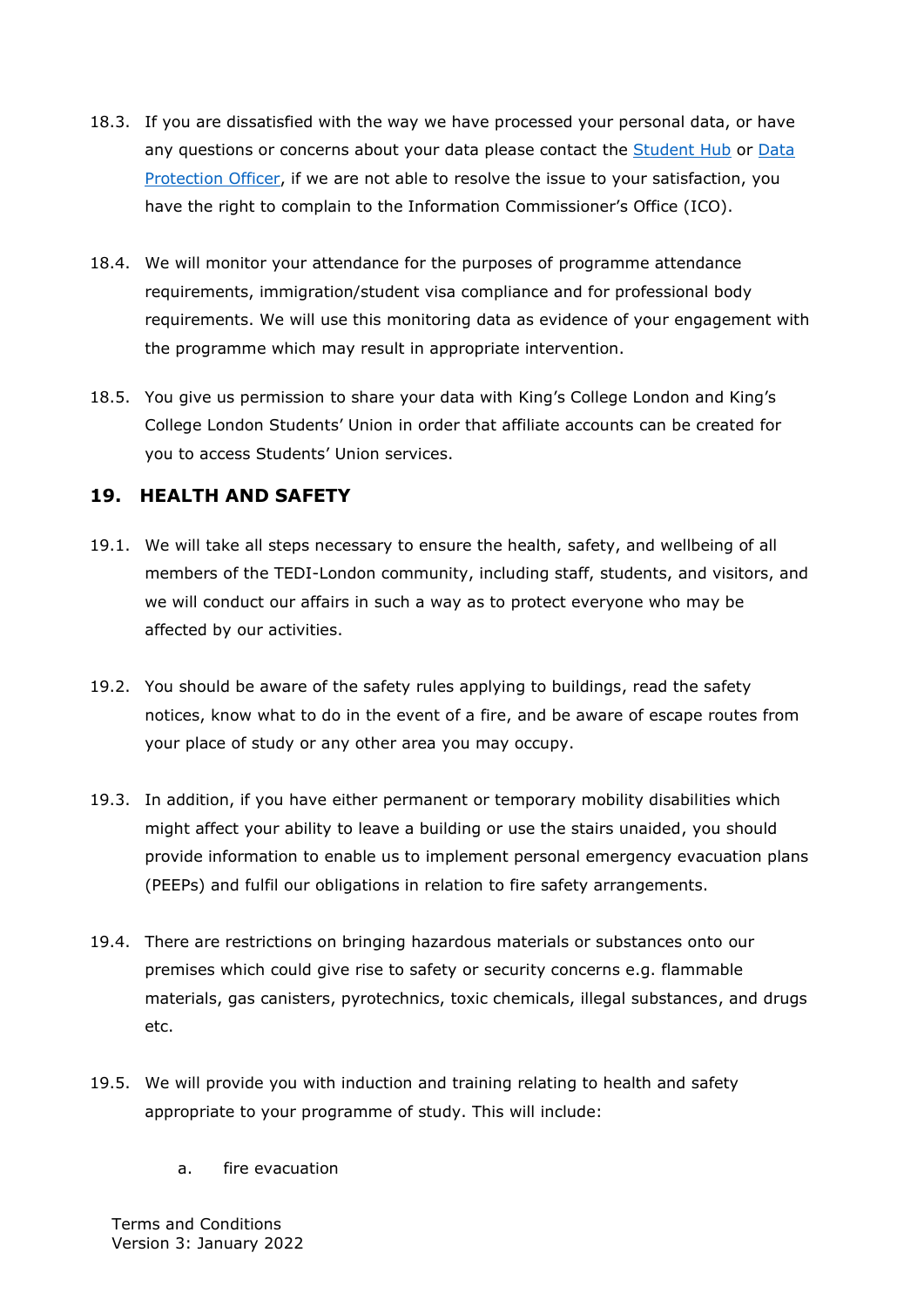18.3. If you are dissatisfied with the way we have processed your personal data, or have any questions or concerns about your data please contact the Student Hub or Data Protection Officer, if we are not able to resolve the issue to your satisfaction, you have the right to complain to the Information Commissioner's Office (ICO).

18.4. We will monitor your attendance for the purposes of programme attendance requirements, immigration/student visa compliance and for professional body requirements. We will use this monitoring data as evidence of your engagement with the programme which may result in appropriate intervention.

18.5. You give us permission to share your data with King's College London and King's College London Students' Union in order that affiliate accounts can be created for you to access Students' Union services.

## 19. HEALTH AND SAFETY

19.1. We will take all steps necessary to ensure the health, safety, and wellbeing of all members of the TEDI-London community, including staff, students, and visitors, and we will conduct our affairs in such a way as to protect everyone who may be affected by our activities.

19.2. You should be aware of the safety rules applying to buildings, read the safety notices, know what to do in the event of a fire, and be aware of escape routes from your place of study or any other area you may occupy.

19.3. In addition, if you have either permanent or temporary mobility disabilities which might affect your ability to leave a building or use the stairs unaided, you should provide information to enable us to implement personal emergency evacuation plans (PEEPs) and fulfil our obligations in relation to fire safety arrangements.

19.4. There are restrictions on bringing hazardous materials or substances onto our premises which could give rise to safety or security concerns e.g. flammable materials, gas canisters, pyrotechnics, toxic chemicals, illegal substances, and drugs etc.

19.5. We will provide you with induction and training relating to health and safety appropriate to your programme of study. This will include:

a. fire evacuation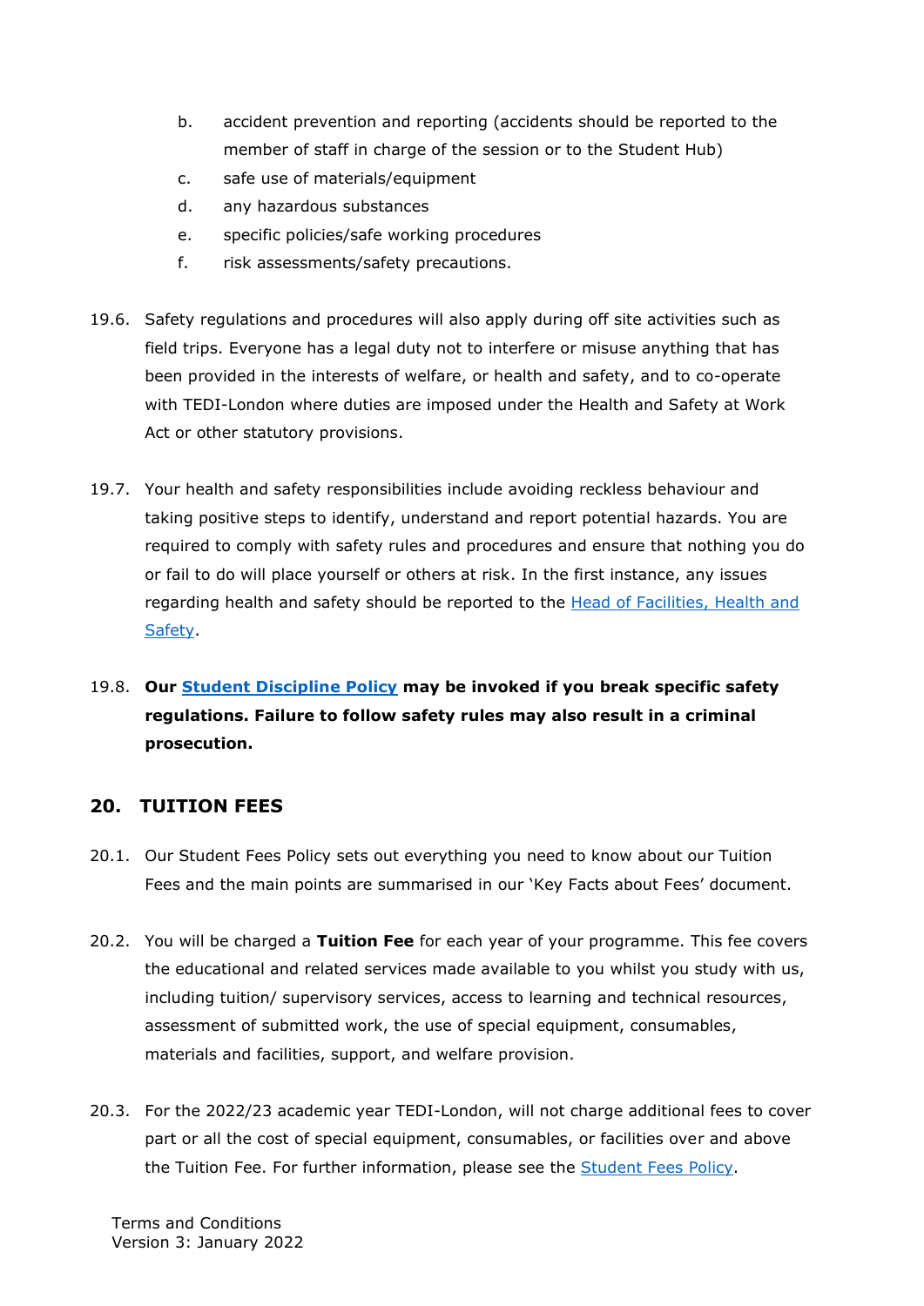b. accident prevention and reporting (accidents should be reported to the member of staff in charge of the session or to the Student Hub)

c. safe use of materials/equipment

d. any hazardous substances

e. specific policies/safe working procedures

f. risk assessments/safety precautions.

19.6. Safety regulations and procedures will also apply during off site activities such as field trips. Everyone has a legal duty not to interfere or misuse anything that has been provided in the interests of welfare, or health and safety, and to co-operate with TEDI-London where duties are imposed under the Health and Safety at Work Act or other statutory provisions.

19.7. Your health and safety responsibilities include avoiding reckless behaviour and taking positive steps to identify, understand and report potential hazards. You are required to comply with safety rules and procedures and ensure that nothing you do or fail to do will place yourself or others at risk. In the first instance, any issues regarding health and safety should be reported to the Head of Facilities, Health and Safety.

19.8. **Our Student Discipline Policy may be invoked if you break specific safety regulations. Failure to follow safety rules may also result in a criminal prosecution.**

## 20. TUITION FEES

20.1. Our Student Fees Policy sets out everything you need to know about our Tuition Fees and the main points are summarised in our 'Key Facts about Fees' document.

20.2. You will be charged a **Tuition Fee** for each year of your programme. This fee covers the educational and related services made available to you whilst you study with us, including tuition/ supervisory services, access to learning and technical resources, assessment of submitted work, the use of special equipment, consumables, materials and facilities, support, and welfare provision.

20.3. For the 2022/23 academic year TEDI-London, will not charge additional fees to cover part or all the cost of special equipment, consumables, or facilities over and above the Tuition Fee. For further information, please see the Student Fees Policy.

Terms and Conditions
Version 3: January 2022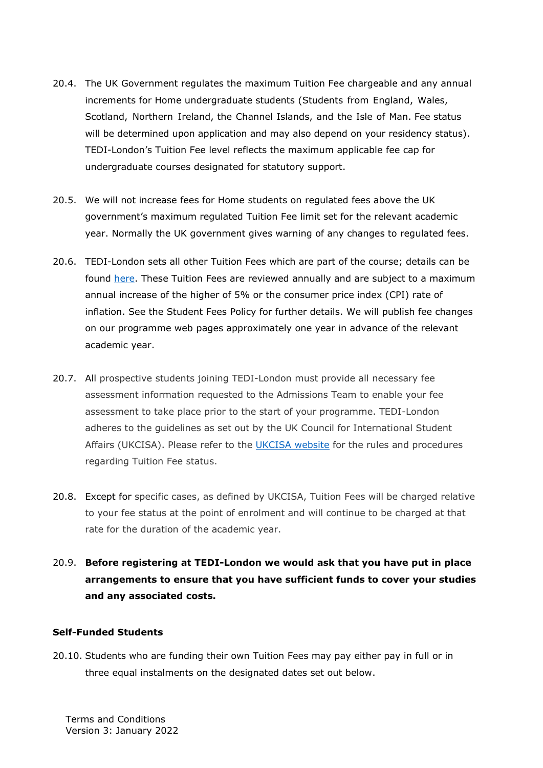20.4. The UK Government regulates the maximum Tuition Fee chargeable and any annual increments for Home undergraduate students (Students from England, Wales, Scotland, Northern Ireland, the Channel Islands, and the Isle of Man. Fee status will be determined upon application and may also depend on your residency status). TEDI-London's Tuition Fee level reflects the maximum applicable fee cap for undergraduate courses designated for statutory support.

20.5. We will not increase fees for Home students on regulated fees above the UK government's maximum regulated Tuition Fee limit set for the relevant academic year. Normally the UK government gives warning of any changes to regulated fees.

20.6. TEDI-London sets all other Tuition Fees which are part of the course; details can be found here. These Tuition Fees are reviewed annually and are subject to a maximum annual increase of the higher of 5% or the consumer price index (CPI) rate of inflation. See the Student Fees Policy for further details. We will publish fee changes on our programme web pages approximately one year in advance of the relevant academic year.

20.7. All prospective students joining TEDI-London must provide all necessary fee assessment information requested to the Admissions Team to enable your fee assessment to take place prior to the start of your programme. TEDI-London adheres to the guidelines as set out by the UK Council for International Student Affairs (UKCISA). Please refer to the UKCISA website for the rules and procedures regarding Tuition Fee status.

20.8. Except for specific cases, as defined by UKCISA, Tuition Fees will be charged relative to your fee status at the point of enrolment and will continue to be charged at that rate for the duration of the academic year.

20.9. **Before registering at TEDI-London we would ask that you have put in place arrangements to ensure that you have sufficient funds to cover your studies and any associated costs.**

**Self-Funded Students**

20.10. Students who are funding their own Tuition Fees may pay either pay in full or in three equal instalments on the designated dates set out below.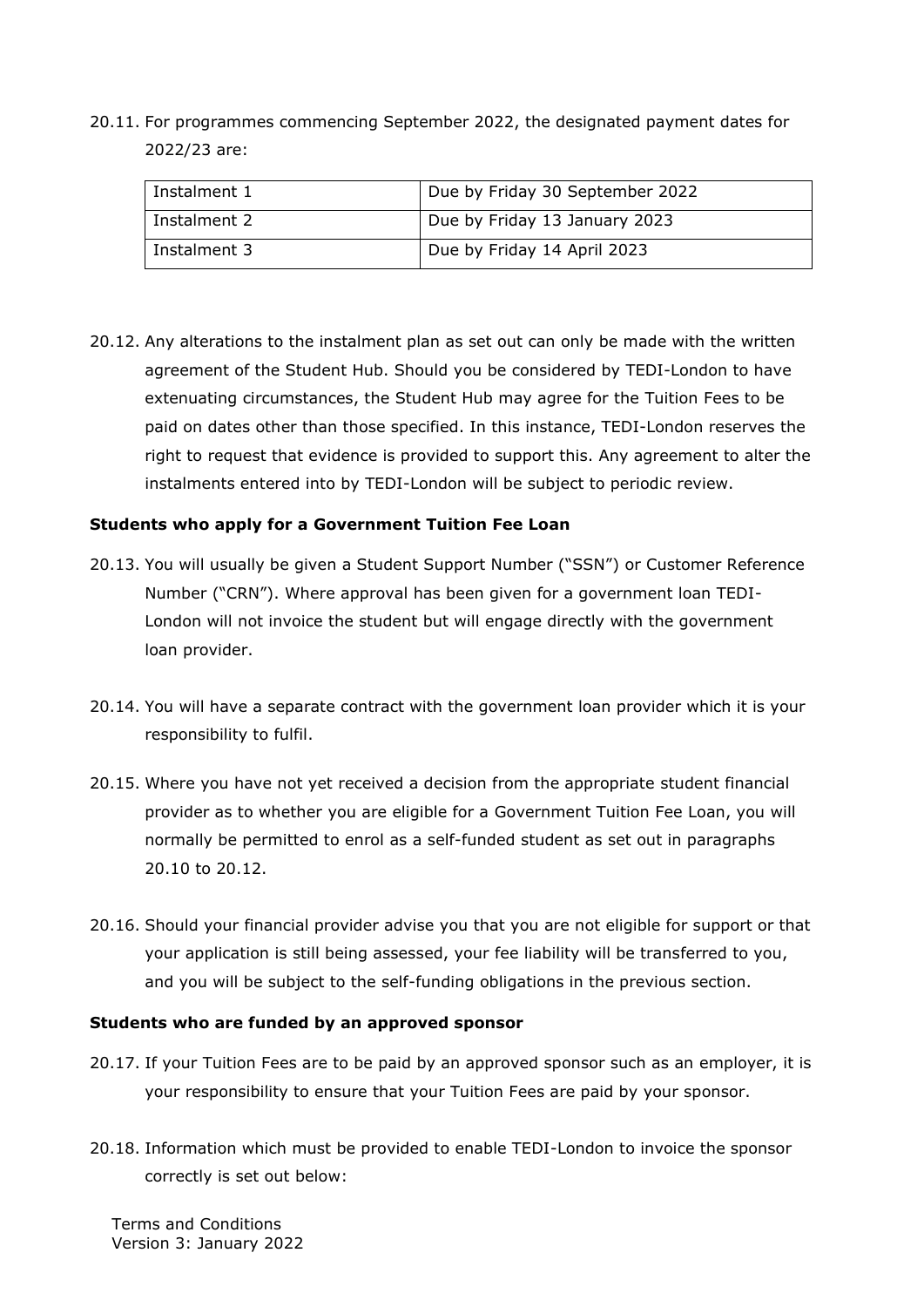20.11. For programmes commencing September 2022, the designated payment dates for 2022/23 are:

| Instalment 1 | Due by Friday 30 September 2022 |
|---|---|
| Instalment 2 | Due by Friday 13 January 2023 |
| Instalment 3 | Due by Friday 14 April 2023 |

20.12. Any alterations to the instalment plan as set out can only be made with the written agreement of the Student Hub. Should you be considered by TEDI-London to have extenuating circumstances, the Student Hub may agree for the Tuition Fees to be paid on dates other than those specified. In this instance, TEDI-London reserves the right to request that evidence is provided to support this. Any agreement to alter the instalments entered into by TEDI-London will be subject to periodic review.

**Students who apply for a Government Tuition Fee Loan**

20.13. You will usually be given a Student Support Number ("SSN") or Customer Reference Number ("CRN"). Where approval has been given for a government loan TEDI-London will not invoice the student but will engage directly with the government loan provider.

20.14. You will have a separate contract with the government loan provider which it is your responsibility to fulfil.

20.15. Where you have not yet received a decision from the appropriate student financial provider as to whether you are eligible for a Government Tuition Fee Loan, you will normally be permitted to enrol as a self-funded student as set out in paragraphs 20.10 to 20.12.

20.16. Should your financial provider advise you that you are not eligible for support or that your application is still being assessed, your fee liability will be transferred to you, and you will be subject to the self-funding obligations in the previous section.

**Students who are funded by an approved sponsor**

20.17. If your Tuition Fees are to be paid by an approved sponsor such as an employer, it is your responsibility to ensure that your Tuition Fees are paid by your sponsor.

20.18. Information which must be provided to enable TEDI-London to invoice the sponsor correctly is set out below: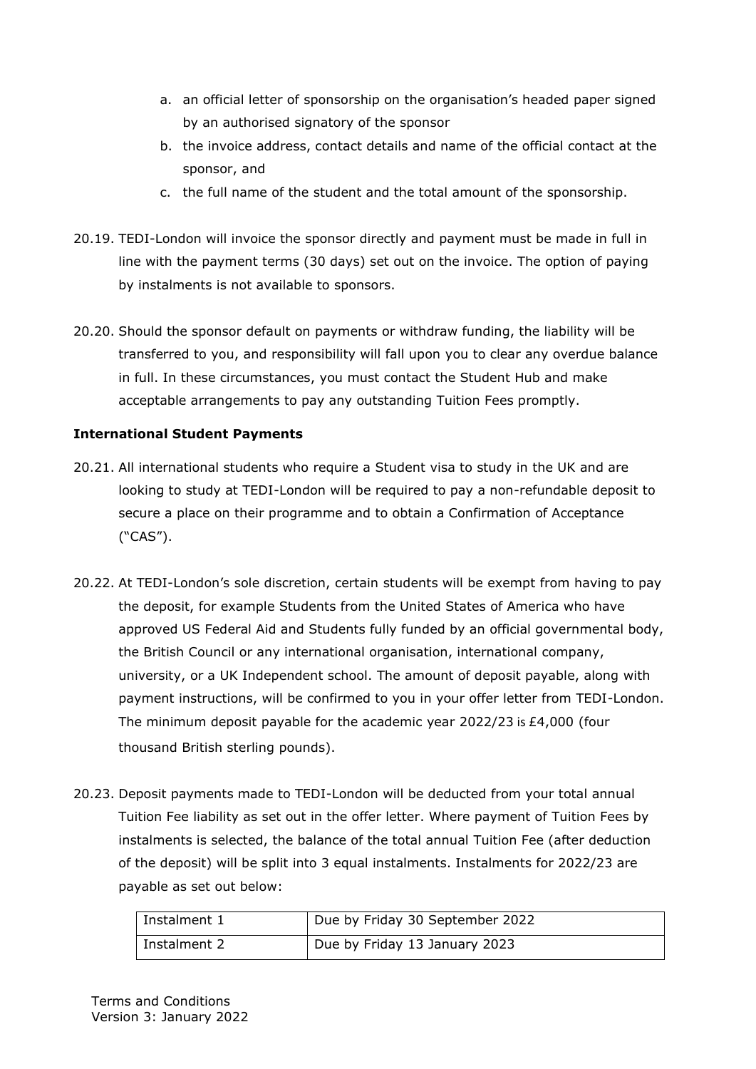a. an official letter of sponsorship on the organisation's headed paper signed by an authorised signatory of the sponsor
b. the invoice address, contact details and name of the official contact at the sponsor, and
c. the full name of the student and the total amount of the sponsorship.

20.19. TEDI-London will invoice the sponsor directly and payment must be made in full in line with the payment terms (30 days) set out on the invoice. The option of paying by instalments is not available to sponsors.

20.20. Should the sponsor default on payments or withdraw funding, the liability will be transferred to you, and responsibility will fall upon you to clear any overdue balance in full. In these circumstances, you must contact the Student Hub and make acceptable arrangements to pay any outstanding Tuition Fees promptly.

**International Student Payments**

20.21. All international students who require a Student visa to study in the UK and are looking to study at TEDI-London will be required to pay a non-refundable deposit to secure a place on their programme and to obtain a Confirmation of Acceptance ("CAS").

20.22. At TEDI-London's sole discretion, certain students will be exempt from having to pay the deposit, for example Students from the United States of America who have approved US Federal Aid and Students fully funded by an official governmental body, the British Council or any international organisation, international company, university, or a UK Independent school. The amount of deposit payable, along with payment instructions, will be confirmed to you in your offer letter from TEDI-London. The minimum deposit payable for the academic year 2022/23 is £4,000 (four thousand British sterling pounds).

20.23. Deposit payments made to TEDI-London will be deducted from your total annual Tuition Fee liability as set out in the offer letter. Where payment of Tuition Fees by instalments is selected, the balance of the total annual Tuition Fee (after deduction of the deposit) will be split into 3 equal instalments. Instalments for 2022/23 are payable as set out below:

| Instalment 1 | Due by Friday 30 September 2022 |
|---|---|
| Instalment 2 | Due by Friday 13 January 2023 |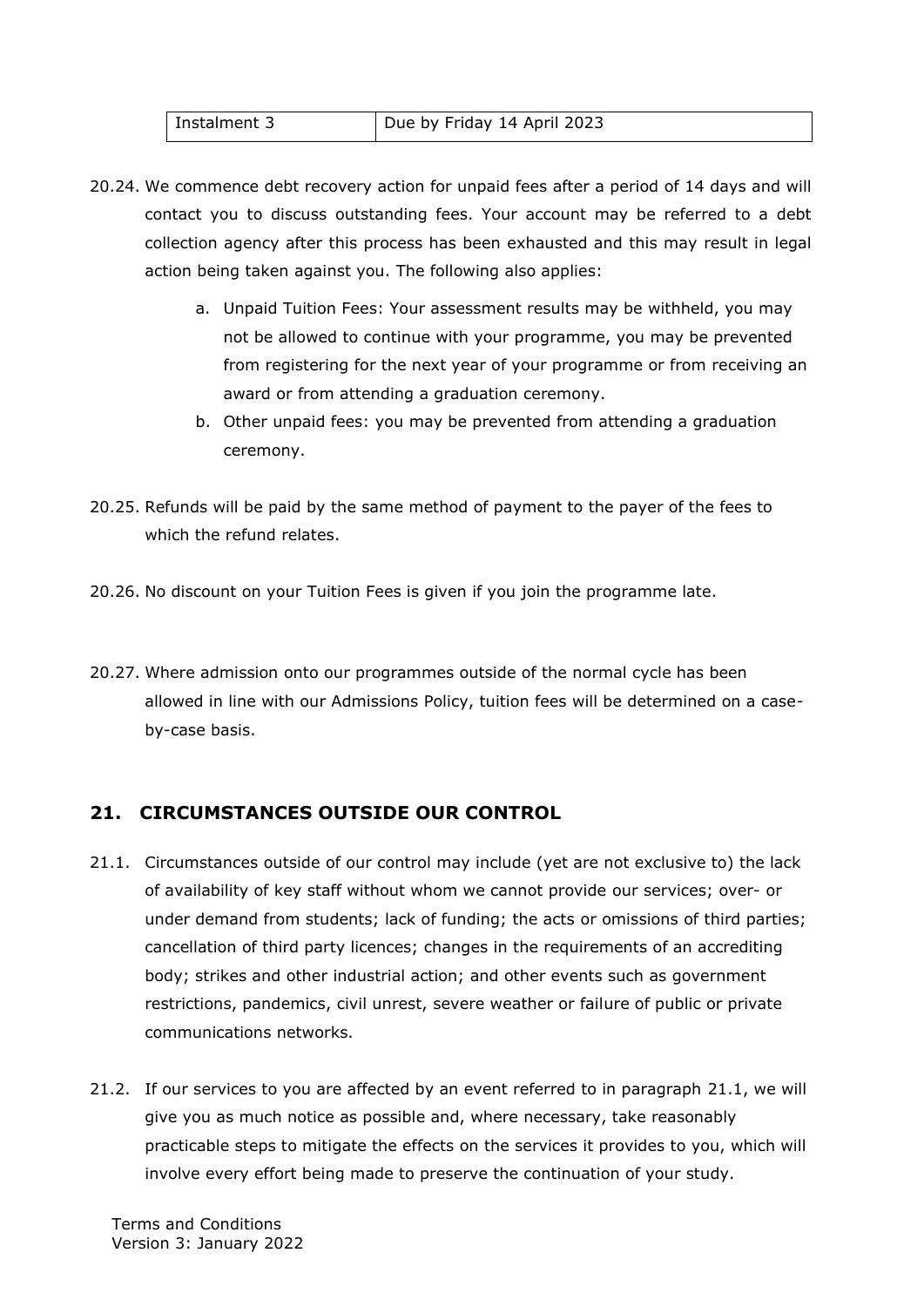| Instalment 3 | Due by Friday 14 April 2023 |
| --- | --- |

20.24. We commence debt recovery action for unpaid fees after a period of 14 days and will contact you to discuss outstanding fees. Your account may be referred to a debt collection agency after this process has been exhausted and this may result in legal action being taken against you. The following also applies:

a. Unpaid Tuition Fees: Your assessment results may be withheld, you may not be allowed to continue with your programme, you may be prevented from registering for the next year of your programme or from receiving an award or from attending a graduation ceremony.

b. Other unpaid fees: you may be prevented from attending a graduation ceremony.

20.25. Refunds will be paid by the same method of payment to the payer of the fees to which the refund relates.

20.26. No discount on your Tuition Fees is given if you join the programme late.

20.27. Where admission onto our programmes outside of the normal cycle has been allowed in line with our Admissions Policy, tuition fees will be determined on a case-by-case basis.

## 21. CIRCUMSTANCES OUTSIDE OUR CONTROL

21.1. Circumstances outside of our control may include (yet are not exclusive to) the lack of availability of key staff without whom we cannot provide our services; over- or under demand from students; lack of funding; the acts or omissions of third parties; cancellation of third party licences; changes in the requirements of an accrediting body; strikes and other industrial action; and other events such as government restrictions, pandemics, civil unrest, severe weather or failure of public or private communications networks.

21.2. If our services to you are affected by an event referred to in paragraph 21.1, we will give you as much notice as possible and, where necessary, take reasonably practicable steps to mitigate the effects on the services it provides to you, which will involve every effort being made to preserve the continuation of your study.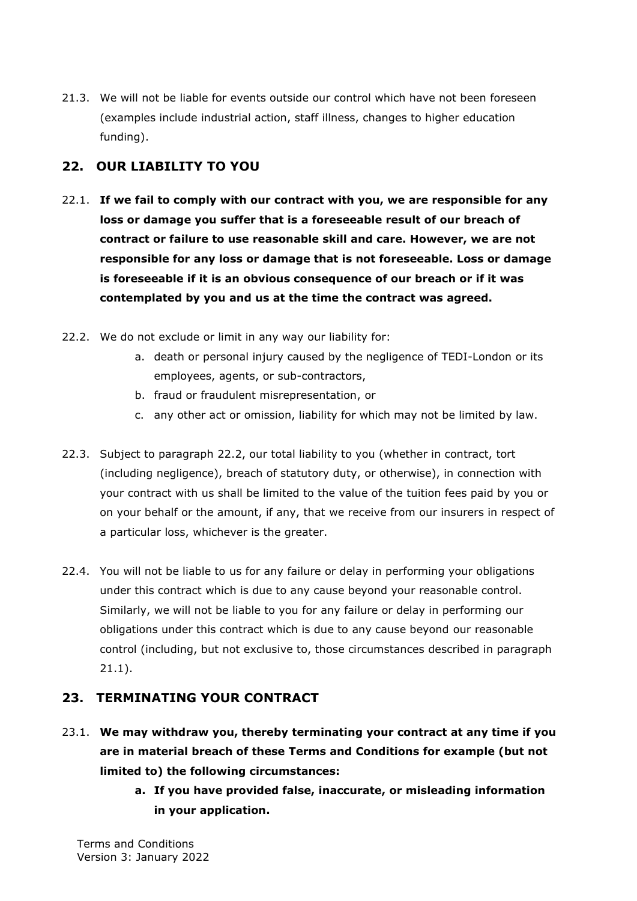21.3. We will not be liable for events outside our control which have not been foreseen (examples include industrial action, staff illness, changes to higher education funding).

## 22. OUR LIABILITY TO YOU

22.1. **If we fail to comply with our contract with you, we are responsible for any loss or damage you suffer that is a foreseeable result of our breach of contract or failure to use reasonable skill and care. However, we are not responsible for any loss or damage that is not foreseeable. Loss or damage is foreseeable if it is an obvious consequence of our breach or if it was contemplated by you and us at the time the contract was agreed.**

22.2. We do not exclude or limit in any way our liability for:

a. death or personal injury caused by the negligence of TEDI-London or its employees, agents, or sub-contractors,

b. fraud or fraudulent misrepresentation, or

c. any other act or omission, liability for which may not be limited by law.

22.3. Subject to paragraph 22.2, our total liability to you (whether in contract, tort (including negligence), breach of statutory duty, or otherwise), in connection with your contract with us shall be limited to the value of the tuition fees paid by you or on your behalf or the amount, if any, that we receive from our insurers in respect of a particular loss, whichever is the greater.

22.4. You will not be liable to us for any failure or delay in performing your obligations under this contract which is due to any cause beyond your reasonable control. Similarly, we will not be liable to you for any failure or delay in performing our obligations under this contract which is due to any cause beyond our reasonable control (including, but not exclusive to, those circumstances described in paragraph 21.1).

## 23. TERMINATING YOUR CONTRACT

23.1. **We may withdraw you, thereby terminating your contract at any time if you are in material breach of these Terms and Conditions for example (but not limited to) the following circumstances:**

**a. If you have provided false, inaccurate, or misleading information in your application.**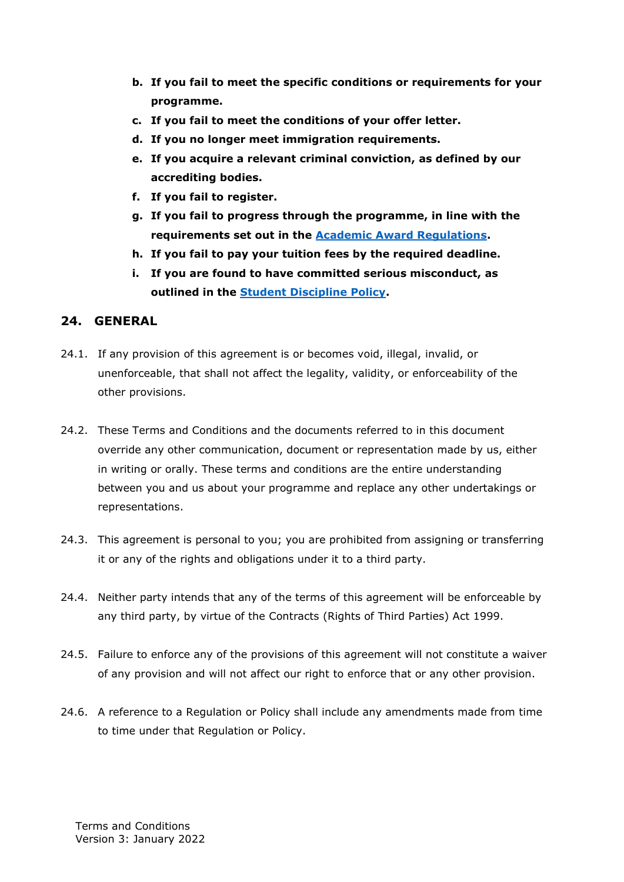b. **If you fail to meet the specific conditions or requirements for your programme.**
c. **If you fail to meet the conditions of your offer letter.**
d. **If you no longer meet immigration requirements.**
e. **If you acquire a relevant criminal conviction, as defined by our accrediting bodies.**
f. **If you fail to register.**
g. **If you fail to progress through the programme, in line with the requirements set out in the Academic Award Regulations.**
h. **If you fail to pay your tuition fees by the required deadline.**
i. **If you are found to have committed serious misconduct, as outlined in the Student Discipline Policy.**

## 24. GENERAL

24.1. If any provision of this agreement is or becomes void, illegal, invalid, or unenforceable, that shall not affect the legality, validity, or enforceability of the other provisions.

24.2. These Terms and Conditions and the documents referred to in this document override any other communication, document or representation made by us, either in writing or orally. These terms and conditions are the entire understanding between you and us about your programme and replace any other undertakings or representations.

24.3. This agreement is personal to you; you are prohibited from assigning or transferring it or any of the rights and obligations under it to a third party.

24.4. Neither party intends that any of the terms of this agreement will be enforceable by any third party, by virtue of the Contracts (Rights of Third Parties) Act 1999.

24.5. Failure to enforce any of the provisions of this agreement will not constitute a waiver of any provision and will not affect our right to enforce that or any other provision.

24.6. A reference to a Regulation or Policy shall include any amendments made from time to time under that Regulation or Policy.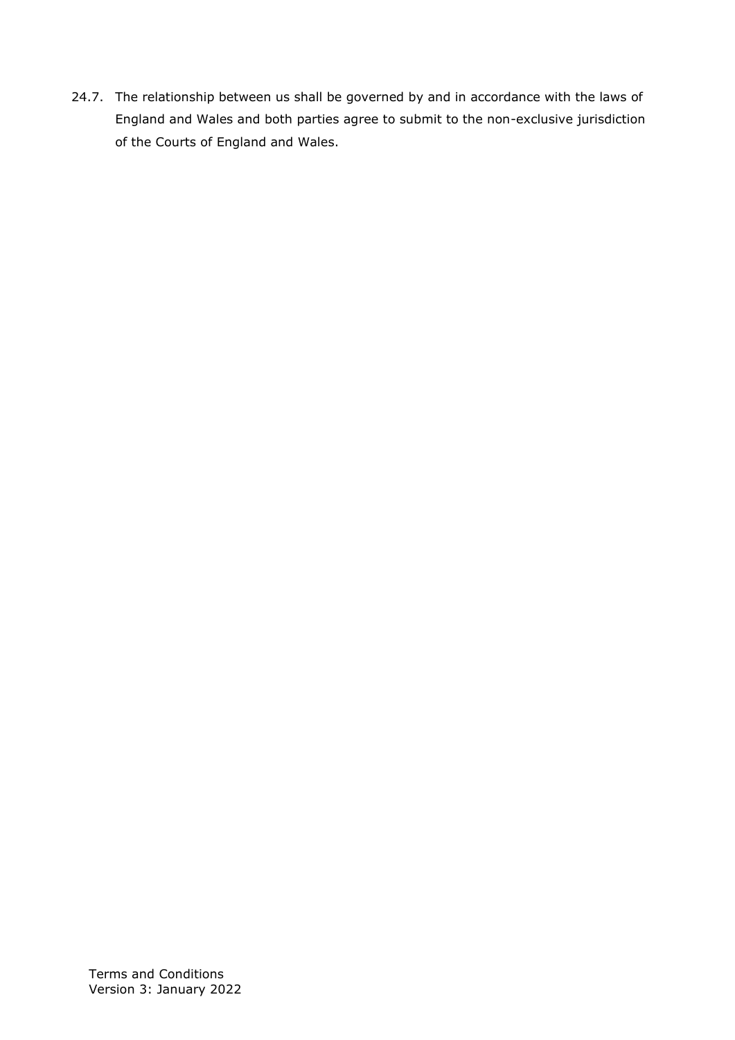24.7. The relationship between us shall be governed by and in accordance with the laws of England and Wales and both parties agree to submit to the non-exclusive jurisdiction of the Courts of England and Wales.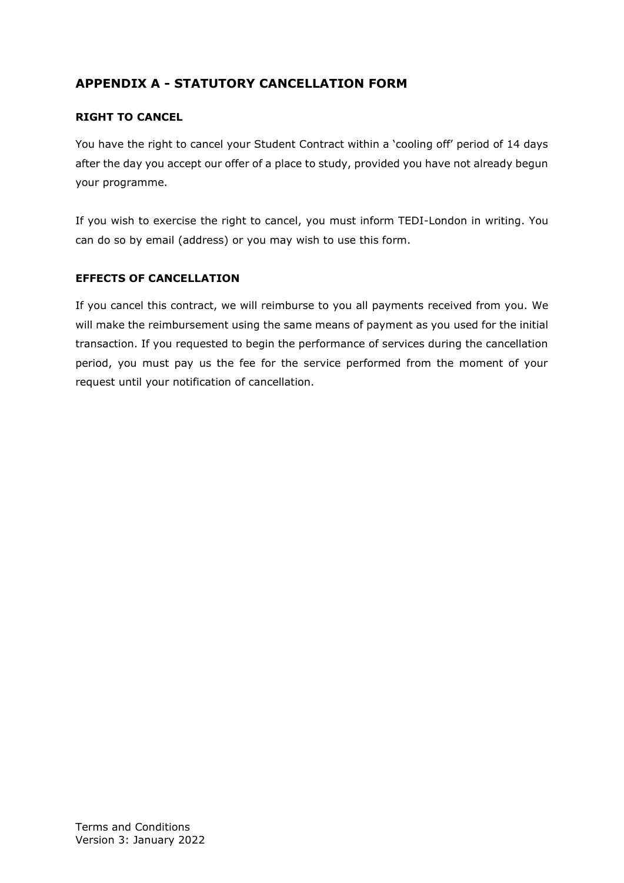## APPENDIX A - STATUTORY CANCELLATION FORM

### RIGHT TO CANCEL

You have the right to cancel your Student Contract within a 'cooling off' period of 14 days after the day you accept our offer of a place to study, provided you have not already begun your programme.

If you wish to exercise the right to cancel, you must inform TEDI-London in writing. You can do so by email (address) or you may wish to use this form.

### EFFECTS OF CANCELLATION

If you cancel this contract, we will reimburse to you all payments received from you. We will make the reimbursement using the same means of payment as you used for the initial transaction. If you requested to begin the performance of services during the cancellation period, you must pay us the fee for the service performed from the moment of your request until your notification of cancellation.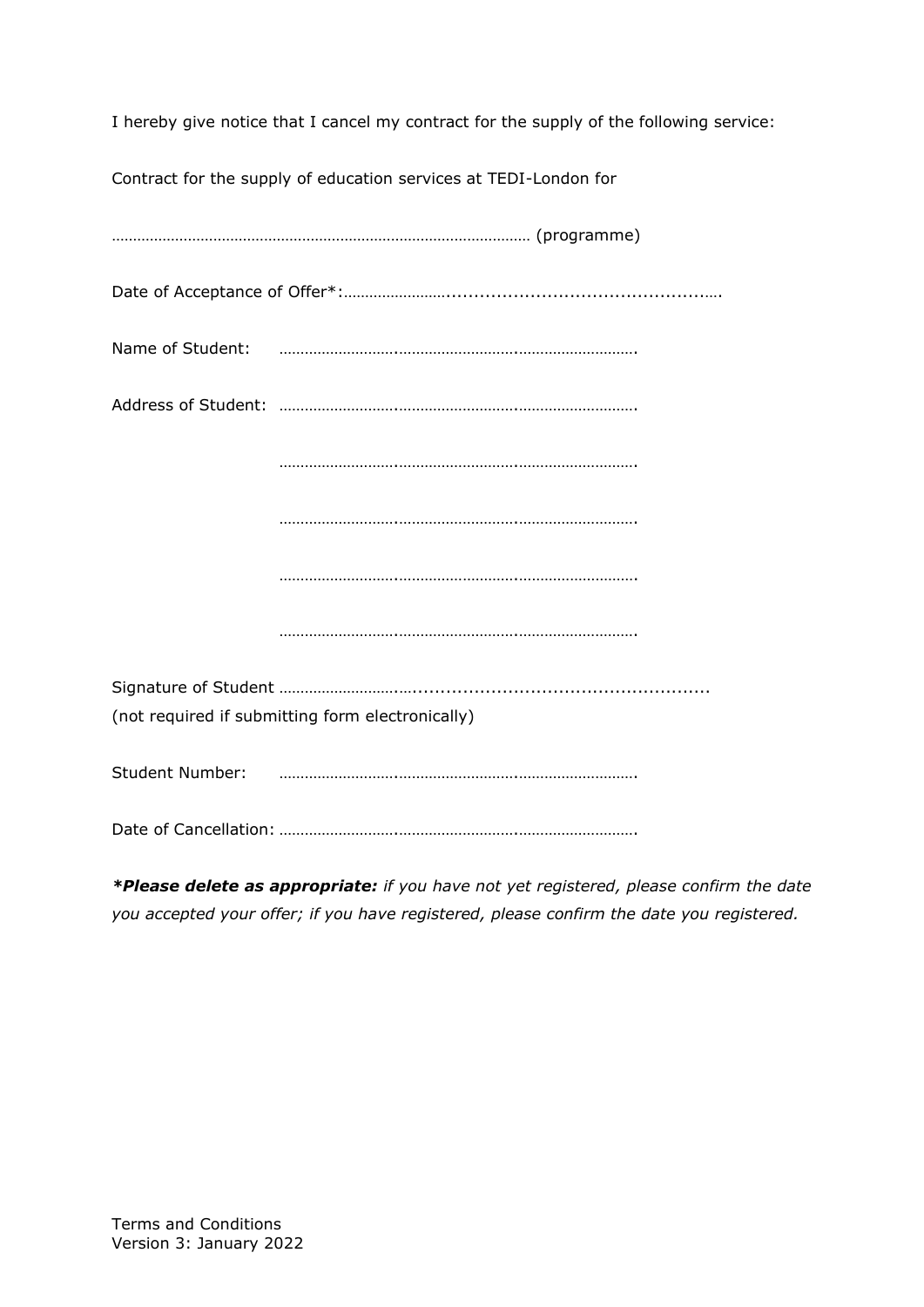I hereby give notice that I cancel my contract for the supply of the following service:

Contract for the supply of education services at TEDI-London for

………………………………………………………………………………………… (programme)

Date of Acceptance of Offer*:…………………...............................................….

Name of Student: ……………………..…………………….………………………….

Address of Student: ……………………..…………………….………………………….

……………………..…………………….………………………….

……………………..…………………….………………………….

……………………..…………………….………………………….

……………………..…………………….………………………….

Signature of Student ………………………….................................................
(not required if submitting form electronically)

Student Number: ……………………..…………………….………………………….

Date of Cancellation: ……………………..…………………….………………………….

***Please delete as appropriate:** *if you have not yet registered, please confirm the date you accepted your offer; if you have registered, please confirm the date you registered.*

Terms and Conditions
Version 3: January 2022